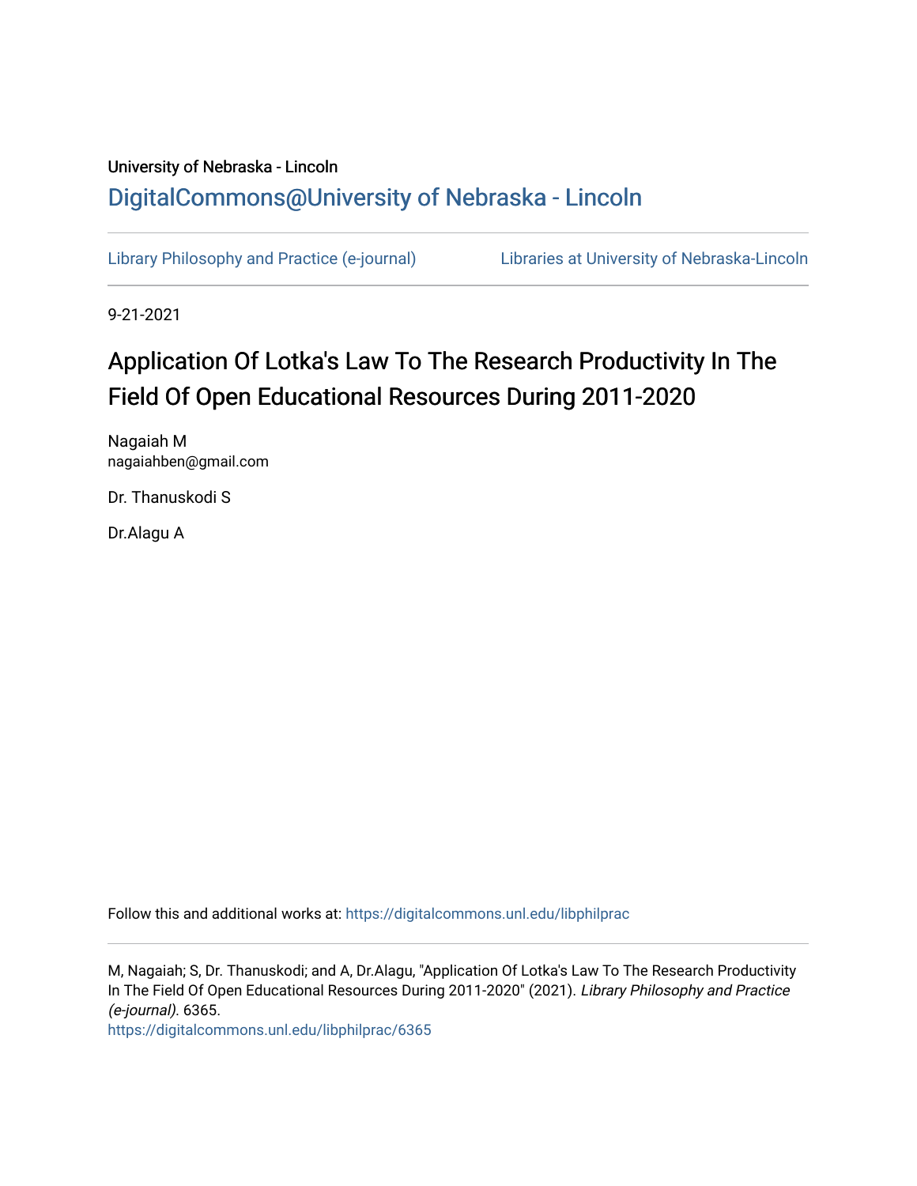University of Nebraska - Lincoln

## DigitalCommons@University of Nebraska - Lincoln

Library Philosophy and Practice (e-journal)

Libraries at University of Nebraska-Lincoln

9-21-2021

# Application Of Lotka's Law To The Research Productivity In The Field Of Open Educational Resources During 2011-2020

Nagaiah M
nagaiahben@gmail.com

Dr. Thanuskodi S

Dr.Alagu A

Follow this and additional works at: https://digitalcommons.unl.edu/libphilprac

M, Nagaiah; S, Dr. Thanuskodi; and A, Dr.Alagu, "Application Of Lotka's Law To The Research Productivity In The Field Of Open Educational Resources During 2011-2020" (2021). *Library Philosophy and Practice (e-journal)*. 6365.
https://digitalcommons.unl.edu/libphilprac/6365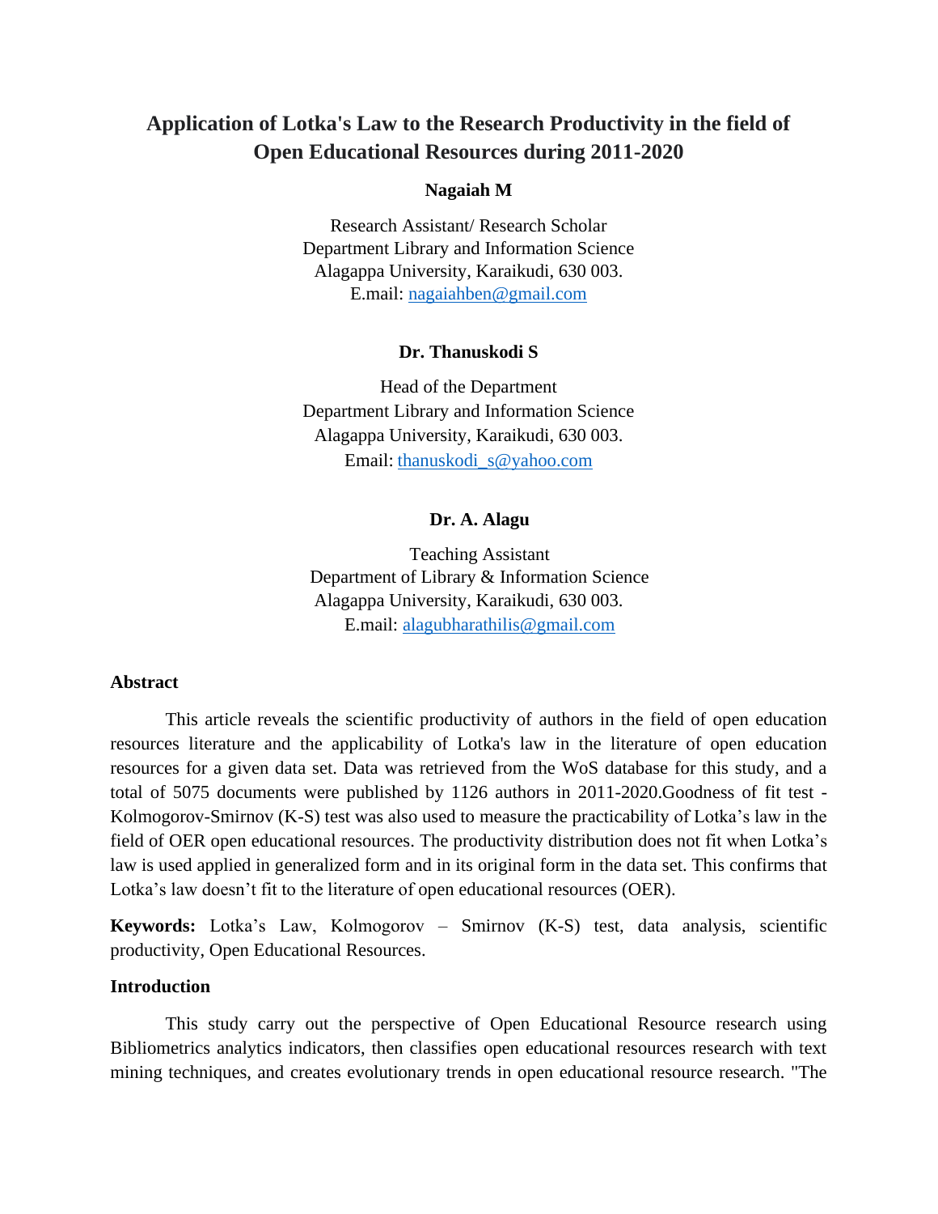# Application of Lotka's Law to the Research Productivity in the field of Open Educational Resources during 2011-2020

**Nagaiah M**

Research Assistant/ Research Scholar
Department Library and Information Science
Alagappa University, Karaikudi, 630 003.
E.mail: nagaiahben@gmail.com

**Dr. Thanuskodi S**

Head of the Department
Department Library and Information Science
Alagappa University, Karaikudi, 630 003.
Email: thanuskodi_s@yahoo.com

**Dr. A. Alagu**

Teaching Assistant
Department of Library & Information Science
Alagappa University, Karaikudi, 630 003.
E.mail: alagubharathilis@gmail.com

## Abstract

This article reveals the scientific productivity of authors in the field of open education resources literature and the applicability of Lotka's law in the literature of open education resources for a given data set. Data was retrieved from the WoS database for this study, and a total of 5075 documents were published by 1126 authors in 2011-2020.Goodness of fit test - Kolmogorov-Smirnov (K-S) test was also used to measure the practicability of Lotka's law in the field of OER open educational resources. The productivity distribution does not fit when Lotka's law is used applied in generalized form and in its original form in the data set. This confirms that Lotka's law doesn't fit to the literature of open educational resources (OER).

**Keywords:** Lotka's Law, Kolmogorov – Smirnov (K-S) test, data analysis, scientific productivity, Open Educational Resources.

## Introduction

This study carry out the perspective of Open Educational Resource research using Bibliometrics analytics indicators, then classifies open educational resources research with text mining techniques, and creates evolutionary trends in open educational resource research. "The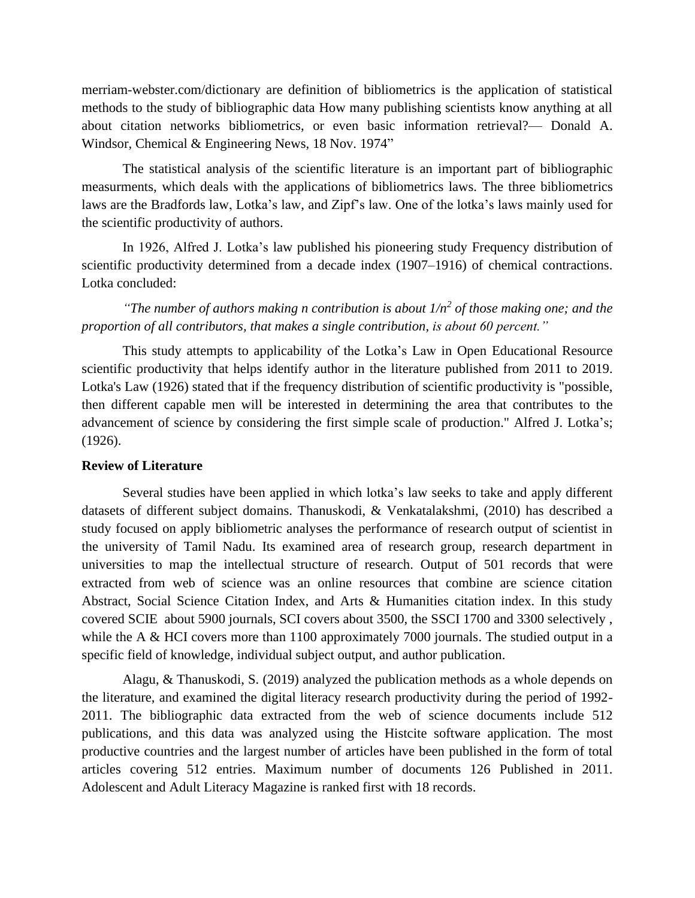merriam-webster.com/dictionary are definition of bibliometrics is the application of statistical methods to the study of bibliographic data How many publishing scientists know anything at all about citation networks bibliometrics, or even basic information retrieval?— Donald A. Windsor, Chemical & Engineering News, 18 Nov. 1974"

The statistical analysis of the scientific literature is an important part of bibliographic measurments, which deals with the applications of bibliometrics laws. The three bibliometrics laws are the Bradfords law, Lotka's law, and Zipf's law. One of the lotka's laws mainly used for the scientific productivity of authors.

In 1926, Alfred J. Lotka's law published his pioneering study Frequency distribution of scientific productivity determined from a decade index (1907–1916) of chemical contractions. Lotka concluded:

*"The number of authors making n contribution is about $1/n^2$ of those making one; and the proportion of all contributors, that makes a single contribution, is about 60 percent."*

This study attempts to applicability of the Lotka's Law in Open Educational Resource scientific productivity that helps identify author in the literature published from 2011 to 2019. Lotka's Law (1926) stated that if the frequency distribution of scientific productivity is "possible, then different capable men will be interested in determining the area that contributes to the advancement of science by considering the first simple scale of production." Alfred J. Lotka's; (1926).

**Review of Literature**

Several studies have been applied in which lotka's law seeks to take and apply different datasets of different subject domains. Thanuskodi, & Venkatalakshmi, (2010) has described a study focused on apply bibliometric analyses the performance of research output of scientist in the university of Tamil Nadu. Its examined area of research group, research department in universities to map the intellectual structure of research. Output of 501 records that were extracted from web of science was an online resources that combine are science citation Abstract, Social Science Citation Index, and Arts & Humanities citation index. In this study covered SCIE about 5900 journals, SCI covers about 3500, the SSCI 1700 and 3300 selectively , while the A & HCI covers more than 1100 approximately 7000 journals. The studied output in a specific field of knowledge, individual subject output, and author publication.

Alagu, & Thanuskodi, S. (2019) analyzed the publication methods as a whole depends on the literature, and examined the digital literacy research productivity during the period of 1992-2011. The bibliographic data extracted from the web of science documents include 512 publications, and this data was analyzed using the Histcite software application. The most productive countries and the largest number of articles have been published in the form of total articles covering 512 entries. Maximum number of documents 126 Published in 2011. Adolescent and Adult Literacy Magazine is ranked first with 18 records.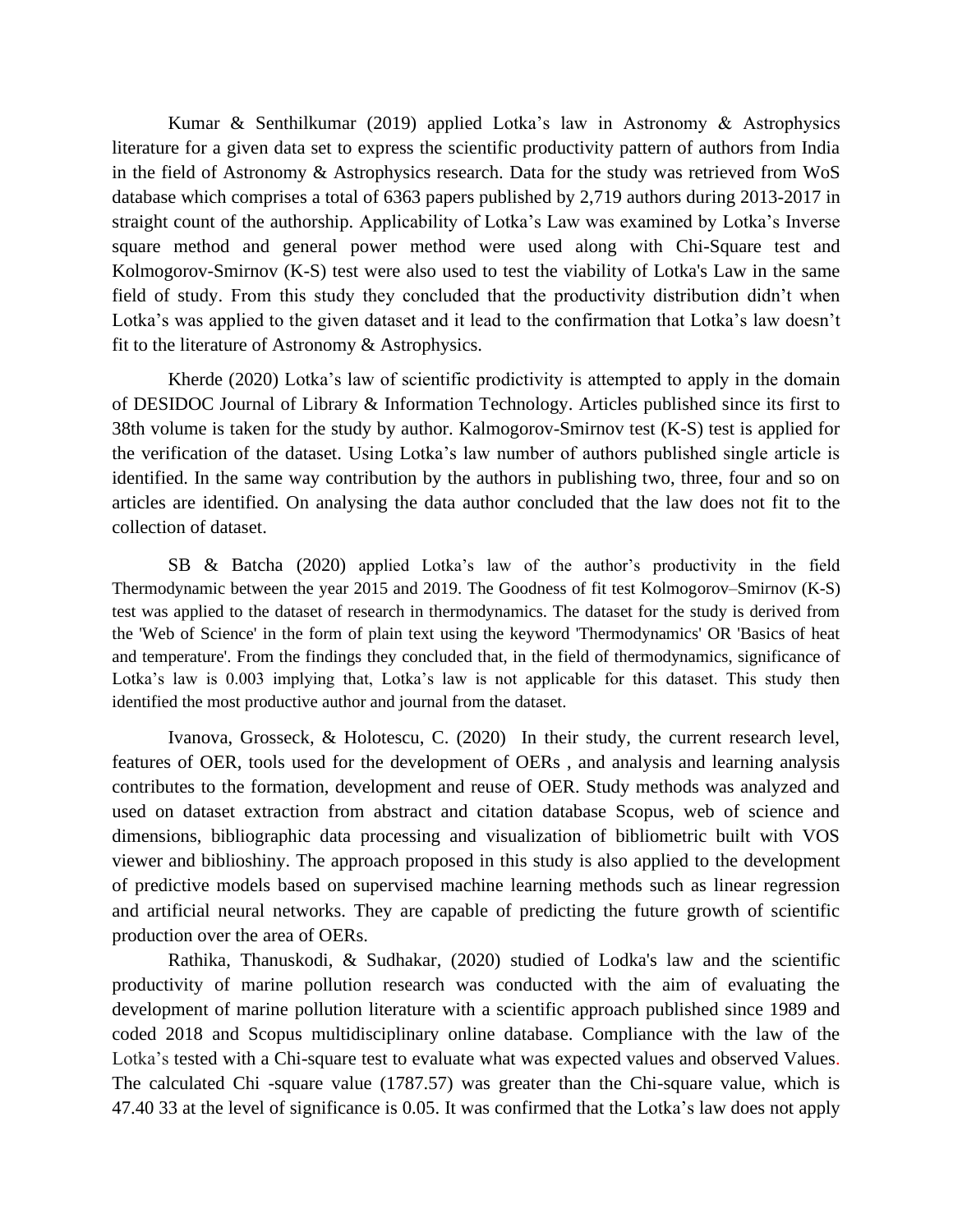Kumar & Senthilkumar (2019) applied Lotka's law in Astronomy & Astrophysics literature for a given data set to express the scientific productivity pattern of authors from India in the field of Astronomy & Astrophysics research. Data for the study was retrieved from WoS database which comprises a total of 6363 papers published by 2,719 authors during 2013-2017 in straight count of the authorship. Applicability of Lotka's Law was examined by Lotka's Inverse square method and general power method were used along with Chi-Square test and Kolmogorov-Smirnov (K-S) test were also used to test the viability of Lotka's Law in the same field of study. From this study they concluded that the productivity distribution didn't when Lotka's was applied to the given dataset and it lead to the confirmation that Lotka's law doesn't fit to the literature of Astronomy & Astrophysics.

Kherde (2020) Lotka's law of scientific prodictivity is attempted to apply in the domain of DESIDOC Journal of Library & Information Technology. Articles published since its first to 38th volume is taken for the study by author. Kalmogorov-Smirnov test (K-S) test is applied for the verification of the dataset. Using Lotka's law number of authors published single article is identified. In the same way contribution by the authors in publishing two, three, four and so on articles are identified. On analysing the data author concluded that the law does not fit to the collection of dataset.

SB & Batcha (2020) applied Lotka's law of the author's productivity in the field Thermodynamic between the year 2015 and 2019. The Goodness of fit test Kolmogorov–Smirnov (K-S) test was applied to the dataset of research in thermodynamics. The dataset for the study is derived from the 'Web of Science' in the form of plain text using the keyword 'Thermodynamics' OR 'Basics of heat and temperature'. From the findings they concluded that, in the field of thermodynamics, significance of Lotka's law is 0.003 implying that, Lotka's law is not applicable for this dataset. This study then identified the most productive author and journal from the dataset.

Ivanova, Grosseck, & Holotescu, C. (2020) In their study, the current research level, features of OER, tools used for the development of OERs , and analysis and learning analysis contributes to the formation, development and reuse of OER. Study methods was analyzed and used on dataset extraction from abstract and citation database Scopus, web of science and dimensions, bibliographic data processing and visualization of bibliometric built with VOS viewer and biblioshiny. The approach proposed in this study is also applied to the development of predictive models based on supervised machine learning methods such as linear regression and artificial neural networks. They are capable of predicting the future growth of scientific production over the area of OERs.

Rathika, Thanuskodi, & Sudhakar, (2020) studied of Lodka's law and the scientific productivity of marine pollution research was conducted with the aim of evaluating the development of marine pollution literature with a scientific approach published since 1989 and coded 2018 and Scopus multidisciplinary online database. Compliance with the law of the Lotka's tested with a Chi-square test to evaluate what was expected values and observed Values. The calculated Chi -square value (1787.57) was greater than the Chi-square value, which is 47.40 33 at the level of significance is 0.05. It was confirmed that the Lotka's law does not apply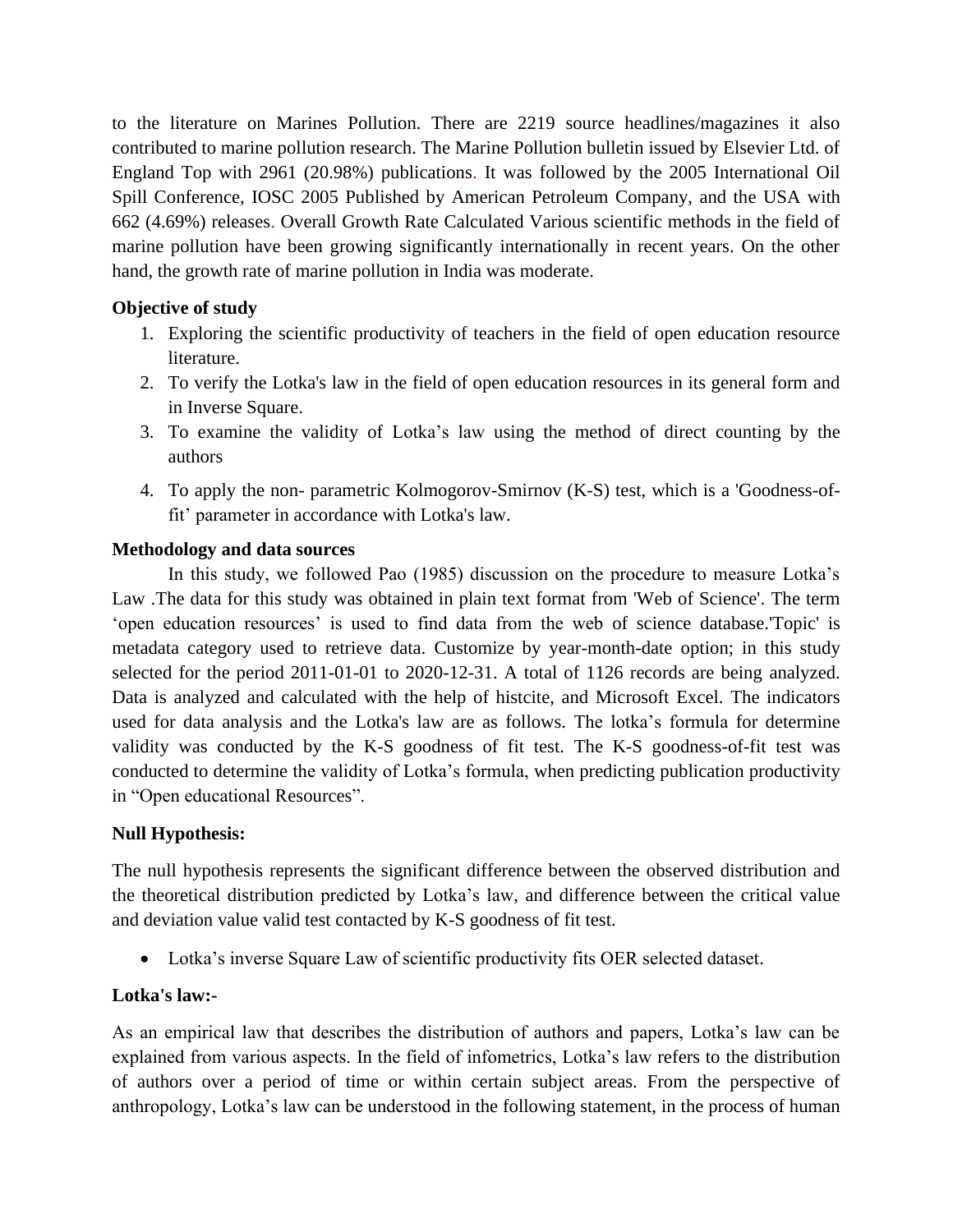to the literature on Marines Pollution. There are 2219 source headlines/magazines it also contributed to marine pollution research. The Marine Pollution bulletin issued by Elsevier Ltd. of England Top with 2961 (20.98%) publications. It was followed by the 2005 International Oil Spill Conference, IOSC 2005 Published by American Petroleum Company, and the USA with 662 (4.69%) releases. Overall Growth Rate Calculated Various scientific methods in the field of marine pollution have been growing significantly internationally in recent years. On the other hand, the growth rate of marine pollution in India was moderate.

**Objective of study**

1. Exploring the scientific productivity of teachers in the field of open education resource literature.
2. To verify the Lotka's law in the field of open education resources in its general form and in Inverse Square.
3. To examine the validity of Lotka's law using the method of direct counting by the authors
4. To apply the non- parametric Kolmogorov-Smirnov (K-S) test, which is a 'Goodness-of-fit' parameter in accordance with Lotka's law.

**Methodology and data sources**

In this study, we followed Pao (1985) discussion on the procedure to measure Lotka's Law .The data for this study was obtained in plain text format from 'Web of Science'. The term 'open education resources' is used to find data from the web of science database.'Topic' is metadata category used to retrieve data. Customize by year-month-date option; in this study selected for the period 2011-01-01 to 2020-12-31. A total of 1126 records are being analyzed. Data is analyzed and calculated with the help of histcite, and Microsoft Excel. The indicators used for data analysis and the Lotka's law are as follows. The lotka's formula for determine validity was conducted by the K-S goodness of fit test. The K-S goodness-of-fit test was conducted to determine the validity of Lotka's formula, when predicting publication productivity in "Open educational Resources".

**Null Hypothesis:**

The null hypothesis represents the significant difference between the observed distribution and the theoretical distribution predicted by Lotka's law, and difference between the critical value and deviation value valid test contacted by K-S goodness of fit test.

- Lotka's inverse Square Law of scientific productivity fits OER selected dataset.

**Lotka's law:-**

As an empirical law that describes the distribution of authors and papers, Lotka's law can be explained from various aspects. In the field of infometrics, Lotka's law refers to the distribution of authors over a period of time or within certain subject areas. From the perspective of anthropology, Lotka's law can be understood in the following statement, in the process of human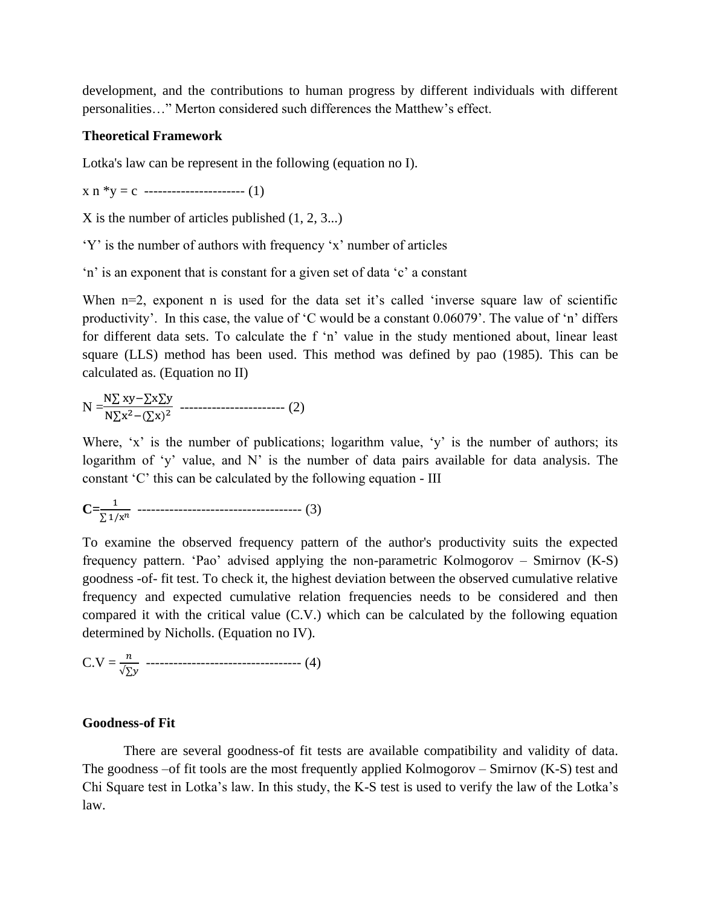development, and the contributions to human progress by different individuals with different personalities…" Merton considered such differences the Matthew's effect.

**Theoretical Framework**

Lotka's law can be represent in the following (equation no I).

$x^n * y = c$ ---------------------- (1)

X is the number of articles published (1, 2, 3...)

'Y' is the number of authors with frequency 'x' number of articles

'n' is an exponent that is constant for a given set of data 'c' a constant

When n=2, exponent n is used for the data set it's called 'inverse square law of scientific productivity'. In this case, the value of 'C would be a constant 0.06079'. The value of 'n' differs for different data sets. To calculate the f 'n' value in the study mentioned about, linear least square (LLS) method has been used. This method was defined by pao (1985). This can be calculated as. (Equation no II)

$$N = \frac{N\sum xy - \sum x \sum y}{N\sum x^2 - (\sum x)^2} \text{ ----------------------- (2)}$$

Where, 'x' is the number of publications; logarithm value, 'y' is the number of authors; its logarithm of 'y' value, and N' is the number of data pairs available for data analysis. The constant 'C' this can be calculated by the following equation - III

$$\mathbf{C} = \frac{1}{\sum 1/x^n} \text{ ------------------------------------ (3)}$$

To examine the observed frequency pattern of the author's productivity suits the expected frequency pattern. 'Pao' advised applying the non-parametric Kolmogorov – Smirnov (K-S) goodness -of- fit test. To check it, the highest deviation between the observed cumulative relative frequency and expected cumulative relation frequencies needs to be considered and then compared it with the critical value (C.V.) which can be calculated by the following equation determined by Nicholls. (Equation no IV).

$$C.V = \frac{n}{\sqrt{\sum y}} \text{ ---------------------------------- (4)}$$

**Goodness-of Fit**

There are several goodness-of fit tests are available compatibility and validity of data. The goodness –of fit tools are the most frequently applied Kolmogorov – Smirnov (K-S) test and Chi Square test in Lotka's law. In this study, the K-S test is used to verify the law of the Lotka's law.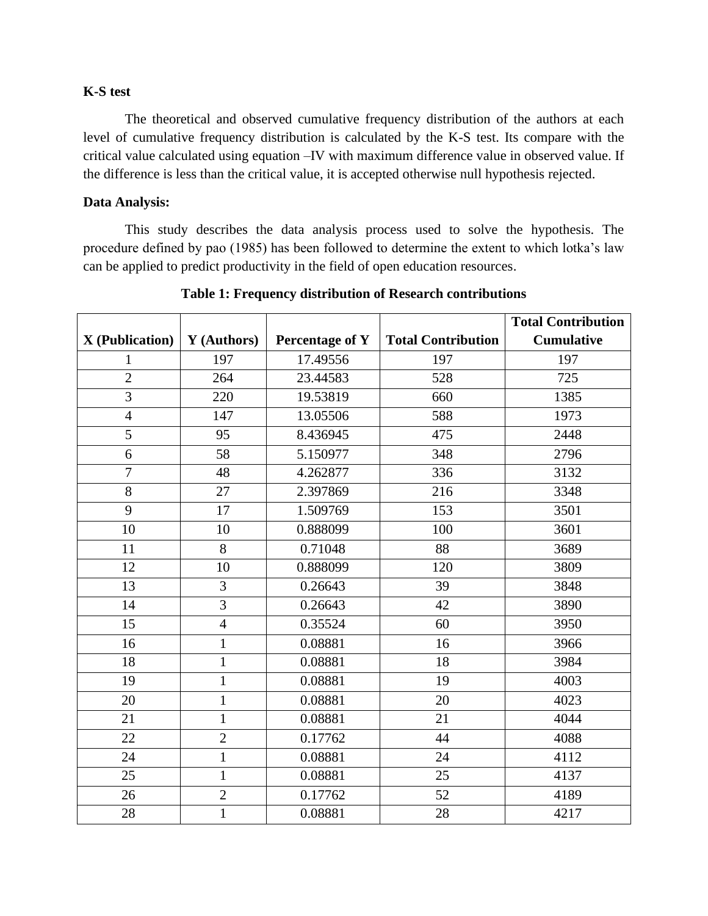**K-S test**

The theoretical and observed cumulative frequency distribution of the authors at each level of cumulative frequency distribution is calculated by the K-S test. Its compare with the critical value calculated using equation –IV with maximum difference value in observed value. If the difference is less than the critical value, it is accepted otherwise null hypothesis rejected.

**Data Analysis:**

This study describes the data analysis process used to solve the hypothesis. The procedure defined by pao (1985) has been followed to determine the extent to which lotka's law can be applied to predict productivity in the field of open education resources.

**Table 1: Frequency distribution of Research contributions**

| X (Publication) | Y (Authors) | Percentage of Y | Total Contribution | Total Contribution Cumulative |
|---|---|---|---|---|
| 1 | 197 | 17.49556 | 197 | 197 |
| 2 | 264 | 23.44583 | 528 | 725 |
| 3 | 220 | 19.53819 | 660 | 1385 |
| 4 | 147 | 13.05506 | 588 | 1973 |
| 5 | 95 | 8.436945 | 475 | 2448 |
| 6 | 58 | 5.150977 | 348 | 2796 |
| 7 | 48 | 4.262877 | 336 | 3132 |
| 8 | 27 | 2.397869 | 216 | 3348 |
| 9 | 17 | 1.509769 | 153 | 3501 |
| 10 | 10 | 0.888099 | 100 | 3601 |
| 11 | 8 | 0.71048 | 88 | 3689 |
| 12 | 10 | 0.888099 | 120 | 3809 |
| 13 | 3 | 0.26643 | 39 | 3848 |
| 14 | 3 | 0.26643 | 42 | 3890 |
| 15 | 4 | 0.35524 | 60 | 3950 |
| 16 | 1 | 0.08881 | 16 | 3966 |
| 18 | 1 | 0.08881 | 18 | 3984 |
| 19 | 1 | 0.08881 | 19 | 4003 |
| 20 | 1 | 0.08881 | 20 | 4023 |
| 21 | 1 | 0.08881 | 21 | 4044 |
| 22 | 2 | 0.17762 | 44 | 4088 |
| 24 | 1 | 0.08881 | 24 | 4112 |
| 25 | 1 | 0.08881 | 25 | 4137 |
| 26 | 2 | 0.17762 | 52 | 4189 |
| 28 | 1 | 0.08881 | 28 | 4217 |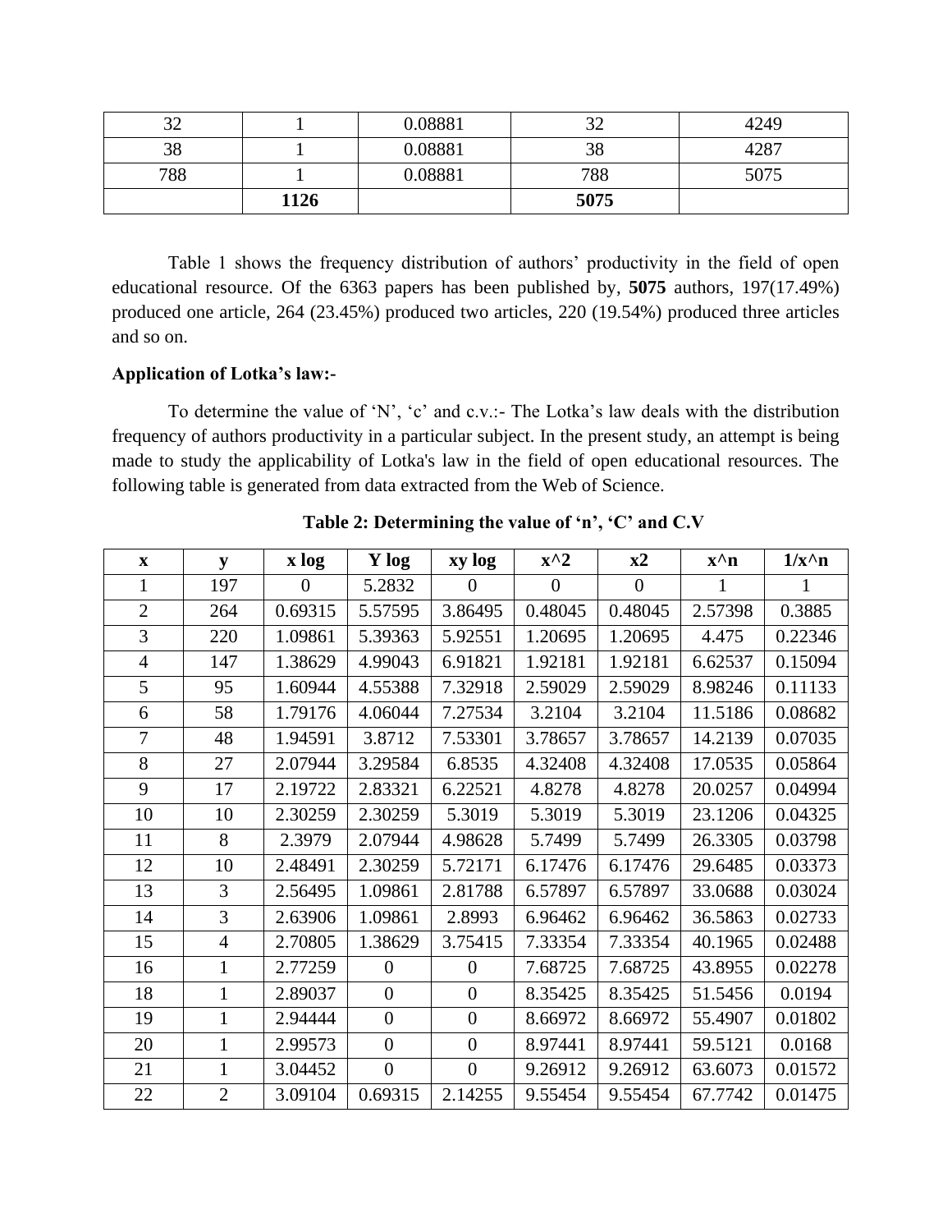| | | | | |
|---|---|---|---|---|
| 32 | 1 | 0.08881 | 32 | 4249 |
| 38 | 1 | 0.08881 | 38 | 4287 |
| 788 | 1 | 0.08881 | 788 | 5075 |
| | **1126** | | **5075** | |

Table 1 shows the frequency distribution of authors' productivity in the field of open educational resource. Of the 6363 papers has been published by, **5075** authors, 197(17.49%) produced one article, 264 (23.45%) produced two articles, 220 (19.54%) produced three articles and so on.

**Application of Lotka's law:-**

To determine the value of 'N', 'c' and c.v.:- The Lotka's law deals with the distribution frequency of authors productivity in a particular subject. In the present study, an attempt is being made to study the applicability of Lotka's law in the field of open educational resources. The following table is generated from data extracted from the Web of Science.

**Table 2: Determining the value of 'n', 'C' and C.V**

| x | y | x log | Y log | xy log | x^2 | x2 | x^n | 1/x^n |
|---|---|---|---|---|---|---|---|---|
| 1 | 197 | 0 | 5.2832 | 0 | 0 | 0 | 1 | 1 |
| 2 | 264 | 0.69315 | 5.57595 | 3.86495 | 0.48045 | 0.48045 | 2.57398 | 0.3885 |
| 3 | 220 | 1.09861 | 5.39363 | 5.92551 | 1.20695 | 1.20695 | 4.475 | 0.22346 |
| 4 | 147 | 1.38629 | 4.99043 | 6.91821 | 1.92181 | 1.92181 | 6.62537 | 0.15094 |
| 5 | 95 | 1.60944 | 4.55388 | 7.32918 | 2.59029 | 2.59029 | 8.98246 | 0.11133 |
| 6 | 58 | 1.79176 | 4.06044 | 7.27534 | 3.2104 | 3.2104 | 11.5186 | 0.08682 |
| 7 | 48 | 1.94591 | 3.8712 | 7.53301 | 3.78657 | 3.78657 | 14.2139 | 0.07035 |
| 8 | 27 | 2.07944 | 3.29584 | 6.8535 | 4.32408 | 4.32408 | 17.0535 | 0.05864 |
| 9 | 17 | 2.19722 | 2.83321 | 6.22521 | 4.8278 | 4.8278 | 20.0257 | 0.04994 |
| 10 | 10 | 2.30259 | 2.30259 | 5.3019 | 5.3019 | 5.3019 | 23.1206 | 0.04325 |
| 11 | 8 | 2.3979 | 2.07944 | 4.98628 | 5.7499 | 5.7499 | 26.3305 | 0.03798 |
| 12 | 10 | 2.48491 | 2.30259 | 5.72171 | 6.17476 | 6.17476 | 29.6485 | 0.03373 |
| 13 | 3 | 2.56495 | 1.09861 | 2.81788 | 6.57897 | 6.57897 | 33.0688 | 0.03024 |
| 14 | 3 | 2.63906 | 1.09861 | 2.8993 | 6.96462 | 6.96462 | 36.5863 | 0.02733 |
| 15 | 4 | 2.70805 | 1.38629 | 3.75415 | 7.33354 | 7.33354 | 40.1965 | 0.02488 |
| 16 | 1 | 2.77259 | 0 | 0 | 7.68725 | 7.68725 | 43.8955 | 0.02278 |
| 18 | 1 | 2.89037 | 0 | 0 | 8.35425 | 8.35425 | 51.5456 | 0.0194 |
| 19 | 1 | 2.94444 | 0 | 0 | 8.66972 | 8.66972 | 55.4907 | 0.01802 |
| 20 | 1 | 2.99573 | 0 | 0 | 8.97441 | 8.97441 | 59.5121 | 0.0168 |
| 21 | 1 | 3.04452 | 0 | 0 | 9.26912 | 9.26912 | 63.6073 | 0.01572 |
| 22 | 2 | 3.09104 | 0.69315 | 2.14255 | 9.55454 | 9.55454 | 67.7742 | 0.01475 |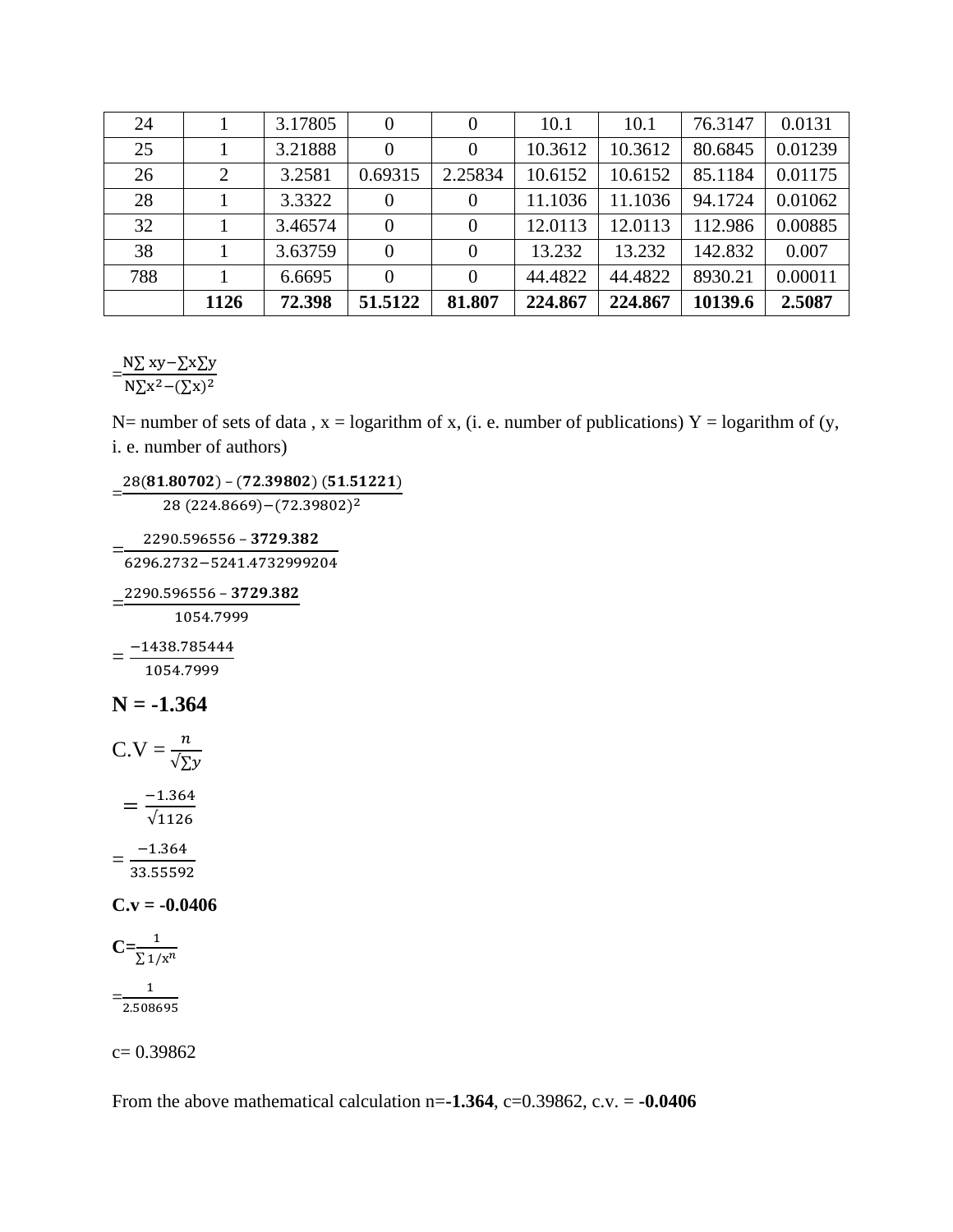| 24 | 1 | 3.17805 | 0 | 0 | 10.1 | 10.1 | 76.3147 | 0.0131 |
|---|---|---|---|---|---|---|---|---|
| 25 | 1 | 3.21888 | 0 | 0 | 10.3612 | 10.3612 | 80.6845 | 0.01239 |
| 26 | 2 | 3.2581 | 0.69315 | 2.25834 | 10.6152 | 10.6152 | 85.1184 | 0.01175 |
| 28 | 1 | 3.3322 | 0 | 0 | 11.1036 | 11.1036 | 94.1724 | 0.01062 |
| 32 | 1 | 3.46574 | 0 | 0 | 12.0113 | 12.0113 | 112.986 | 0.00885 |
| 38 | 1 | 3.63759 | 0 | 0 | 13.232 | 13.232 | 142.832 | 0.007 |
| 788 | 1 | 6.6695 | 0 | 0 | 44.4822 | 44.4822 | 8930.21 | 0.00011 |
|  | **1126** | **72.398** | **51.5122** | **81.807** | **224.867** | **224.867** | **10139.6** | **2.5087** |

$$=\frac{N\sum xy-\sum x\sum y}{N\sum x^2-(\sum x)^2}$$

N= number of sets of data , x = logarithm of x, (i. e. number of publications) Y = logarithm of (y, i. e. number of authors)

$$=\frac{28(\mathbf{81.80702})-(\mathbf{72.39802})\,(\mathbf{51.51221})}{28\,(224.8669)-(72.39802)^2}$$

$$=\frac{2290.596556-\mathbf{3729.382}}{6296.2732-5241.4732999204}$$

$$=\frac{2290.596556-\mathbf{3729.382}}{1054.7999}$$

$$=\frac{-1438.785444}{1054.7999}$$

**N = -1.364**

$$\text{C.V}=\frac{n}{\sqrt{\sum y}}$$

$$=\frac{-1.364}{\sqrt{1126}}$$

$$=\frac{-1.364}{33.55592}$$

**C.v = -0.0406**

$$\mathbf{C}=\frac{1}{\sum 1/x^n}$$

$$=\frac{1}{2.508695}$$

c= 0.39862

From the above mathematical calculation n=**-1.364**, c=0.39862, c.v. = **-0.0406**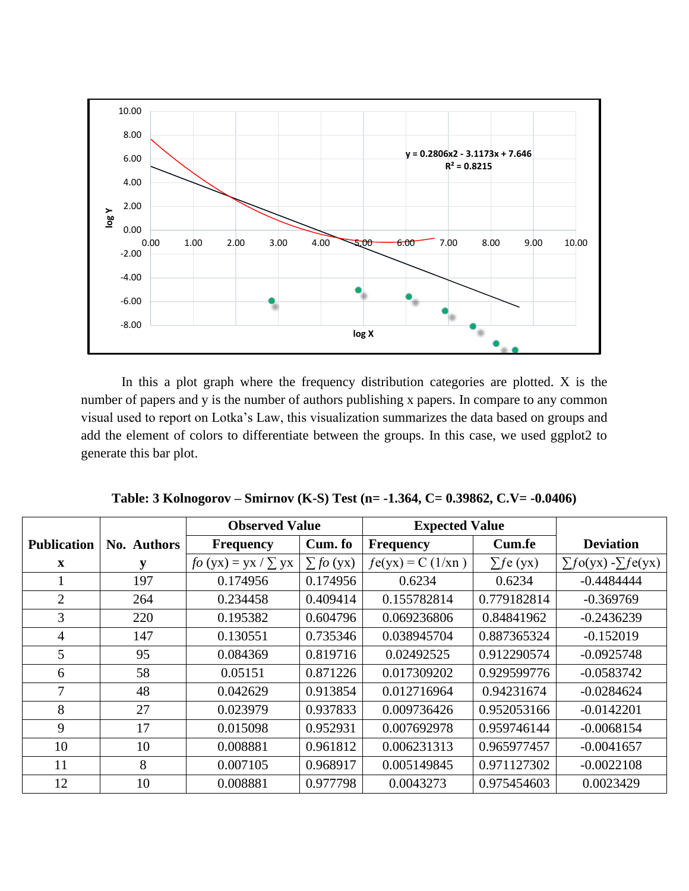In this a plot graph where the frequency distribution categories are plotted. X is the number of papers and y is the number of authors publishing x papers. In compare to any common visual used to report on Lotka's Law, this visualization summarizes the data based on groups and add the element of colors to differentiate between the groups. In this case, we used ggplot2 to generate this bar plot.

**Table: 3 Kolnogorov – Smirnov (K-S) Test (n= -1.364, C= 0.39862, C.V= -0.0406)**

| Publication | No. Authors | Observed Value | | Expected Value | | Deviation |
|---|---|---|---|---|---|---|
| | | Frequency | Cum. fo | Frequency | Cum.fe | |
| **x** | **y** | *fo* (yx) = yx / ∑ yx | ∑ *fo* (yx) | *f*e(yx) = C (1/xn ) | ∑*f*e (yx) | ∑*f*o(yx) -∑*f*e(yx) |
| 1 | 197 | 0.174956 | 0.174956 | 0.6234 | 0.6234 | -0.4484444 |
| 2 | 264 | 0.234458 | 0.409414 | 0.155782814 | 0.779182814 | -0.369769 |
| 3 | 220 | 0.195382 | 0.604796 | 0.069236806 | 0.84841962 | -0.2436239 |
| 4 | 147 | 0.130551 | 0.735346 | 0.038945704 | 0.887365324 | -0.152019 |
| 5 | 95 | 0.084369 | 0.819716 | 0.02492525 | 0.912290574 | -0.0925748 |
| 6 | 58 | 0.05151 | 0.871226 | 0.017309202 | 0.929599776 | -0.0583742 |
| 7 | 48 | 0.042629 | 0.913854 | 0.012716964 | 0.94231674 | -0.0284624 |
| 8 | 27 | 0.023979 | 0.937833 | 0.009736426 | 0.952053166 | -0.0142201 |
| 9 | 17 | 0.015098 | 0.952931 | 0.007692978 | 0.959746144 | -0.0068154 |
| 10 | 10 | 0.008881 | 0.961812 | 0.006231313 | 0.965977457 | -0.0041657 |
| 11 | 8 | 0.007105 | 0.968917 | 0.005149845 | 0.971127302 | -0.0022108 |
| 12 | 10 | 0.008881 | 0.977798 | 0.0043273 | 0.975454603 | 0.0023429 |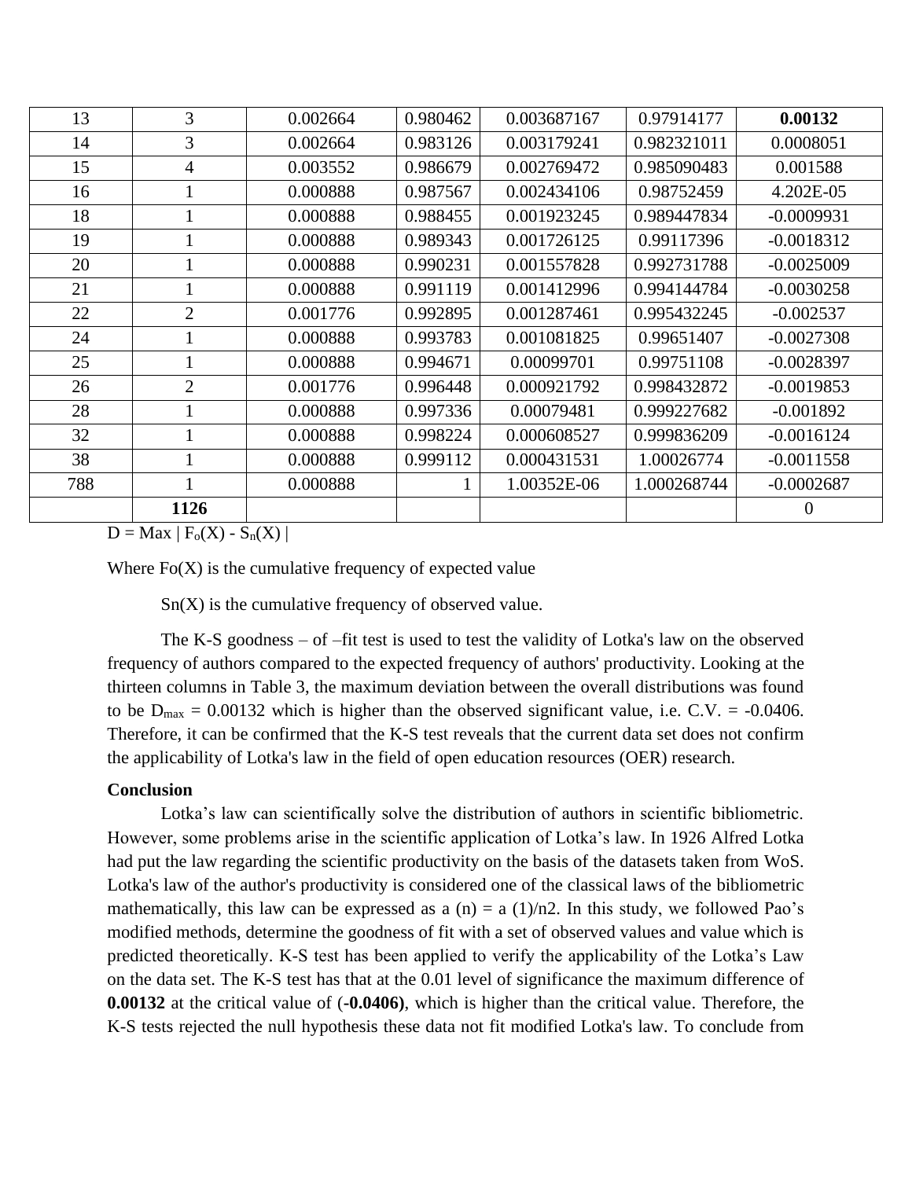| 13 | 3 | 0.002664 | 0.980462 | 0.003687167 | 0.97914177 | **0.00132** |
|---|---|---|---|---|---|---|
| 14 | 3 | 0.002664 | 0.983126 | 0.003179241 | 0.982321011 | 0.0008051 |
| 15 | 4 | 0.003552 | 0.986679 | 0.002769472 | 0.985090483 | 0.001588 |
| 16 | 1 | 0.000888 | 0.987567 | 0.002434106 | 0.98752459 | 4.202E-05 |
| 18 | 1 | 0.000888 | 0.988455 | 0.001923245 | 0.989447834 | -0.0009931 |
| 19 | 1 | 0.000888 | 0.989343 | 0.001726125 | 0.99117396 | -0.0018312 |
| 20 | 1 | 0.000888 | 0.990231 | 0.001557828 | 0.992731788 | -0.0025009 |
| 21 | 1 | 0.000888 | 0.991119 | 0.001412996 | 0.994144784 | -0.0030258 |
| 22 | 2 | 0.001776 | 0.992895 | 0.001287461 | 0.995432245 | -0.002537 |
| 24 | 1 | 0.000888 | 0.993783 | 0.001081825 | 0.99651407 | -0.0027308 |
| 25 | 1 | 0.000888 | 0.994671 | 0.00099701 | 0.99751108 | -0.0028397 |
| 26 | 2 | 0.001776 | 0.996448 | 0.000921792 | 0.998432872 | -0.0019853 |
| 28 | 1 | 0.000888 | 0.997336 | 0.00079481 | 0.999227682 | -0.001892 |
| 32 | 1 | 0.000888 | 0.998224 | 0.000608527 | 0.999836209 | -0.0016124 |
| 38 | 1 | 0.000888 | 0.999112 | 0.000431531 | 1.00026774 | -0.0011558 |
| 788 | 1 | 0.000888 | 1 | 1.00352E-06 | 1.000268744 | -0.0002687 |
| | **1126** | | | | | 0 |

$D = \text{Max} \mid F_o(X) - S_n(X) \mid$

Where Fo(X) is the cumulative frequency of expected value

Sn(X) is the cumulative frequency of observed value.

The K-S goodness – of –fit test is used to test the validity of Lotka's law on the observed frequency of authors compared to the expected frequency of authors' productivity. Looking at the thirteen columns in Table 3, the maximum deviation between the overall distributions was found to be $D_{max}$ = 0.00132 which is higher than the observed significant value, i.e. C.V. = -0.0406. Therefore, it can be confirmed that the K-S test reveals that the current data set does not confirm the applicability of Lotka's law in the field of open education resources (OER) research.

**Conclusion**

Lotka's law can scientifically solve the distribution of authors in scientific bibliometric. However, some problems arise in the scientific application of Lotka's law. In 1926 Alfred Lotka had put the law regarding the scientific productivity on the basis of the datasets taken from WoS. Lotka's law of the author's productivity is considered one of the classical laws of the bibliometric mathematically, this law can be expressed as a (n) = a (1)/n2. In this study, we followed Pao's modified methods, determine the goodness of fit with a set of observed values and value which is predicted theoretically. K-S test has been applied to verify the applicability of the Lotka's Law on the data set. The K-S test has that at the 0.01 level of significance the maximum difference of **0.00132** at the critical value of (**-0.0406)**, which is higher than the critical value. Therefore, the K-S tests rejected the null hypothesis these data not fit modified Lotka's law. To conclude from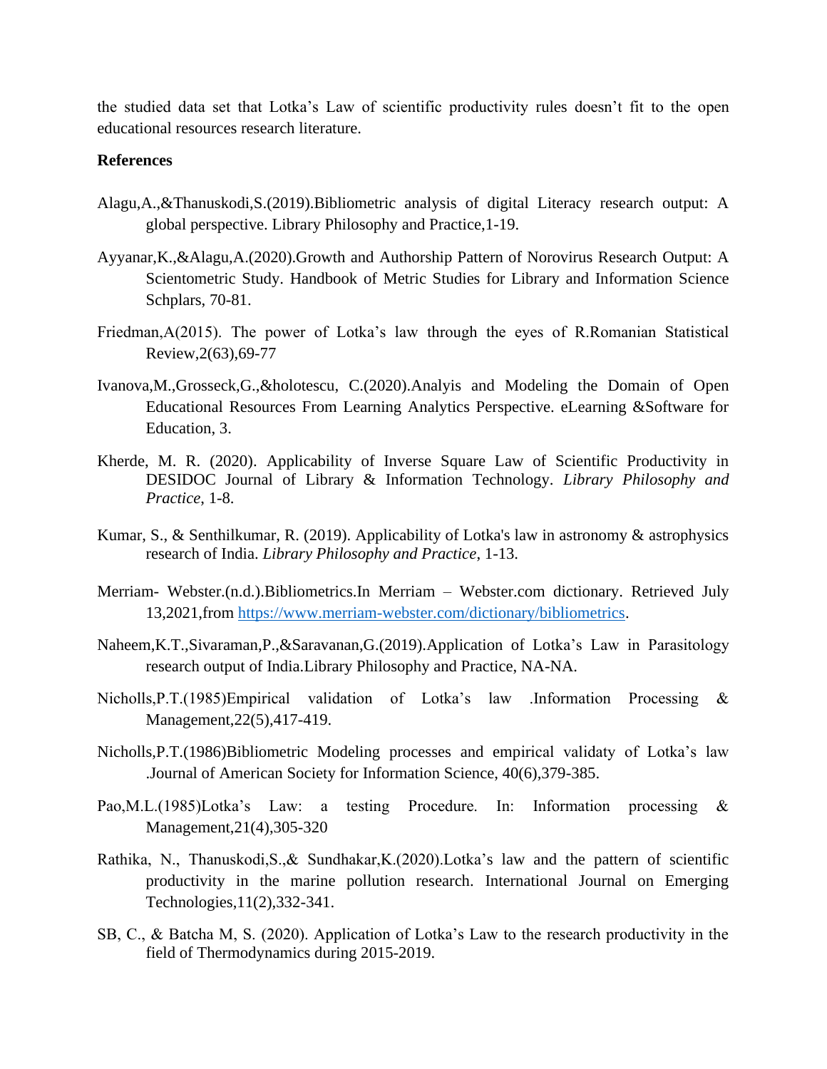the studied data set that Lotka's Law of scientific productivity rules doesn't fit to the open educational resources research literature.

**References**

Alagu,A.,&Thanuskodi,S.(2019).Bibliometric analysis of digital Literacy research output: A global perspective. Library Philosophy and Practice,1-19.

Ayyanar,K.,&Alagu,A.(2020).Growth and Authorship Pattern of Norovirus Research Output: A Scientometric Study. Handbook of Metric Studies for Library and Information Science Schplars, 70-81.

Friedman,A(2015). The power of Lotka's law through the eyes of R.Romanian Statistical Review,2(63),69-77

Ivanova,M.,Grosseck,G.,&holotescu, C.(2020).Analyis and Modeling the Domain of Open Educational Resources From Learning Analytics Perspective. eLearning &Software for Education, 3.

Kherde, M. R. (2020). Applicability of Inverse Square Law of Scientific Productivity in DESIDOC Journal of Library & Information Technology. *Library Philosophy and Practice*, 1-8.

Kumar, S., & Senthilkumar, R. (2019). Applicability of Lotka's law in astronomy & astrophysics research of India. *Library Philosophy and Practice*, 1-13.

Merriam- Webster.(n.d.).Bibliometrics.In Merriam – Webster.com dictionary. Retrieved July 13,2021,from https://www.merriam-webster.com/dictionary/bibliometrics.

Naheem,K.T.,Sivaraman,P.,&Saravanan,G.(2019).Application of Lotka's Law in Parasitology research output of India.Library Philosophy and Practice, NA-NA.

Nicholls,P.T.(1985)Empirical validation of Lotka's law .Information Processing & Management,22(5),417-419.

Nicholls,P.T.(1986)Bibliometric Modeling processes and empirical validaty of Lotka's law .Journal of American Society for Information Science, 40(6),379-385.

Pao,M.L.(1985)Lotka's Law: a testing Procedure. In: Information processing & Management,21(4),305-320

Rathika, N., Thanuskodi,S.,& Sundhakar,K.(2020).Lotka's law and the pattern of scientific productivity in the marine pollution research. International Journal on Emerging Technologies,11(2),332-341.

SB, C., & Batcha M, S. (2020). Application of Lotka's Law to the research productivity in the field of Thermodynamics during 2015-2019.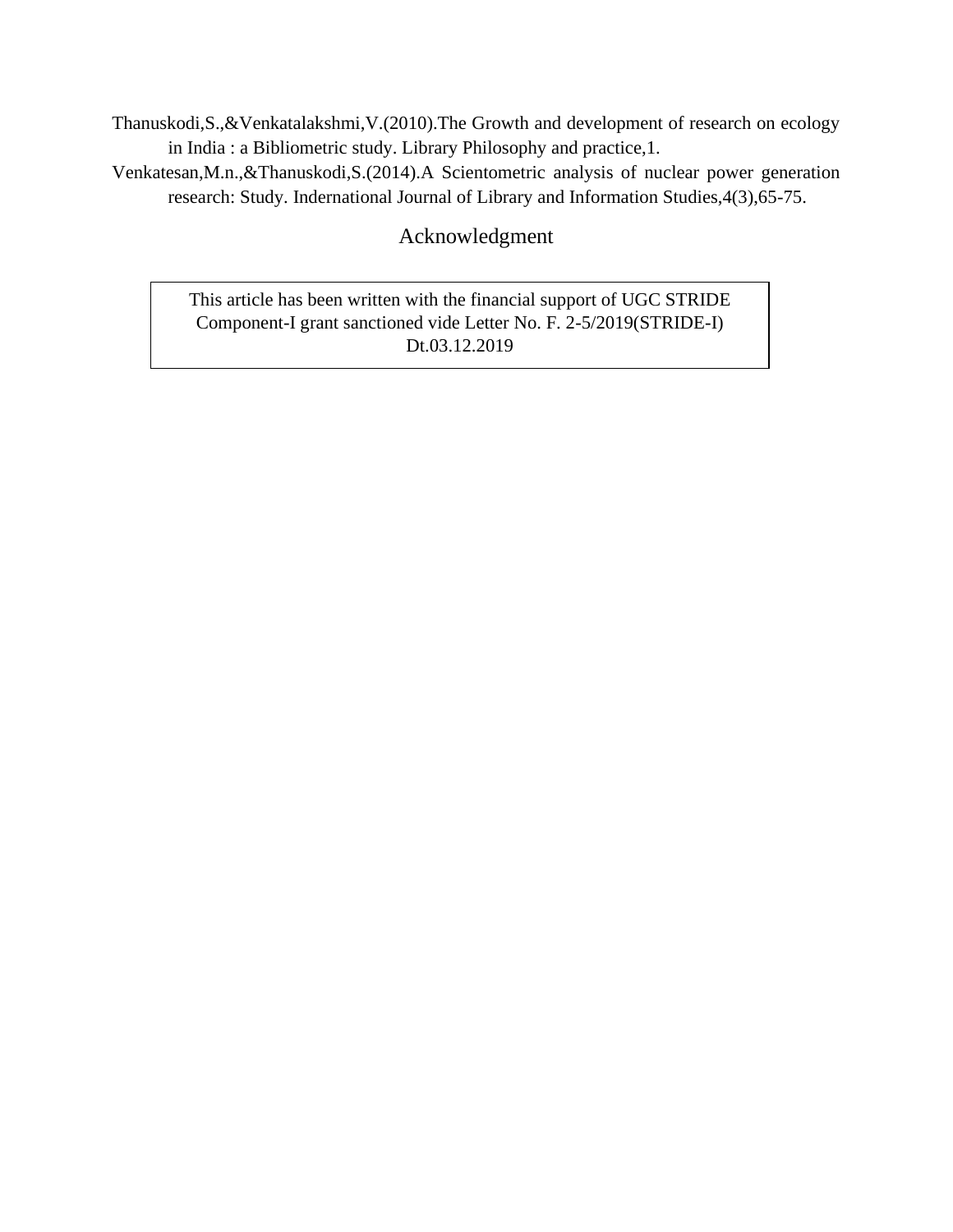Thanuskodi,S.,&Venkatalakshmi,V.(2010).The Growth and development of research on ecology in India : a Bibliometric study. Library Philosophy and practice,1.

Venkatesan,M.n.,&Thanuskodi,S.(2014).A Scientometric analysis of nuclear power generation research: Study. Indernational Journal of Library and Information Studies,4(3),65-75.

## Acknowledgment

This article has been written with the financial support of UGC STRIDE Component-I grant sanctioned vide Letter No. F. 2-5/2019(STRIDE-I) Dt.03.12.2019